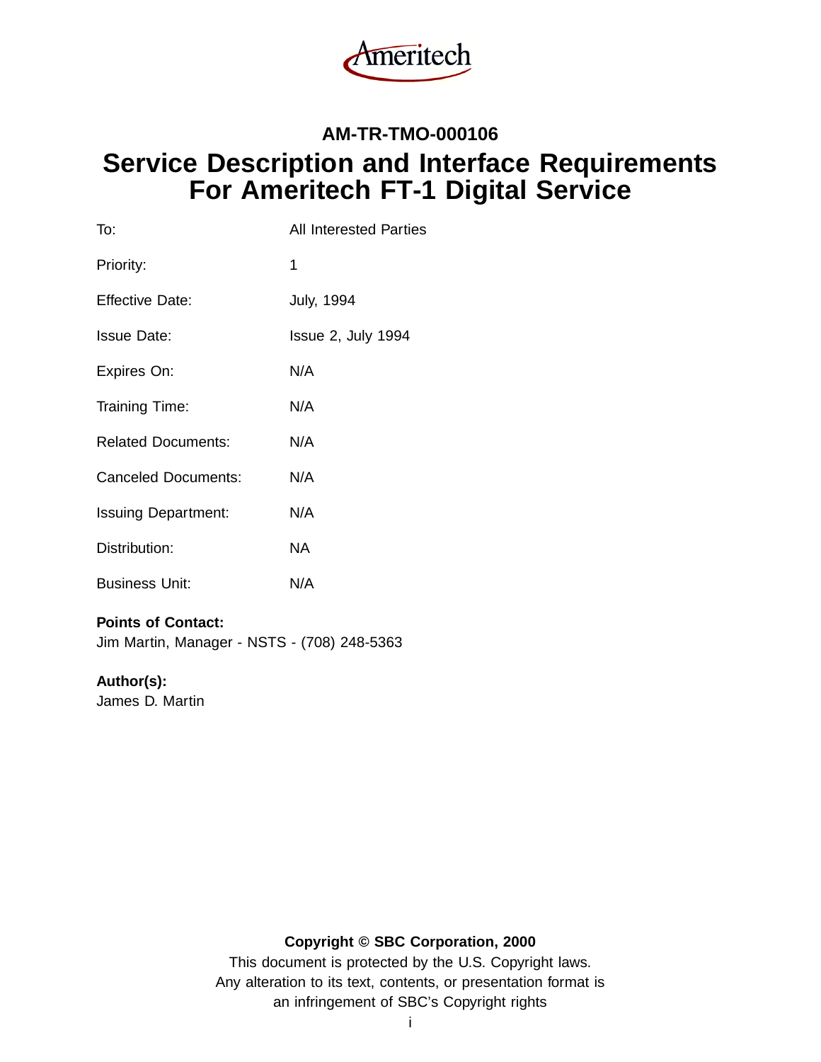Ameritech

# AM-TR-TMO-000106

# Service Description and Interface Requirements For Ameritech FT-1 Digital Service

| | |
|---|---|
| To: | All Interested Parties |
| Priority: | 1 |
| Effective Date: | July, 1994 |
| Issue Date: | Issue 2, July 1994 |
| Expires On: | N/A |
| Training Time: | N/A |
| Related Documents: | N/A |
| Canceled Documents: | N/A |
| Issuing Department: | N/A |
| Distribution: | NA |
| Business Unit: | N/A |

**Points of Contact:**
Jim Martin, Manager - NSTS - (708) 248-5363

**Author(s):**
James D. Martin

**Copyright © SBC Corporation, 2000**
This document is protected by the U.S. Copyright laws.
Any alteration to its text, contents, or presentation format is
an infringement of SBC's Copyright rights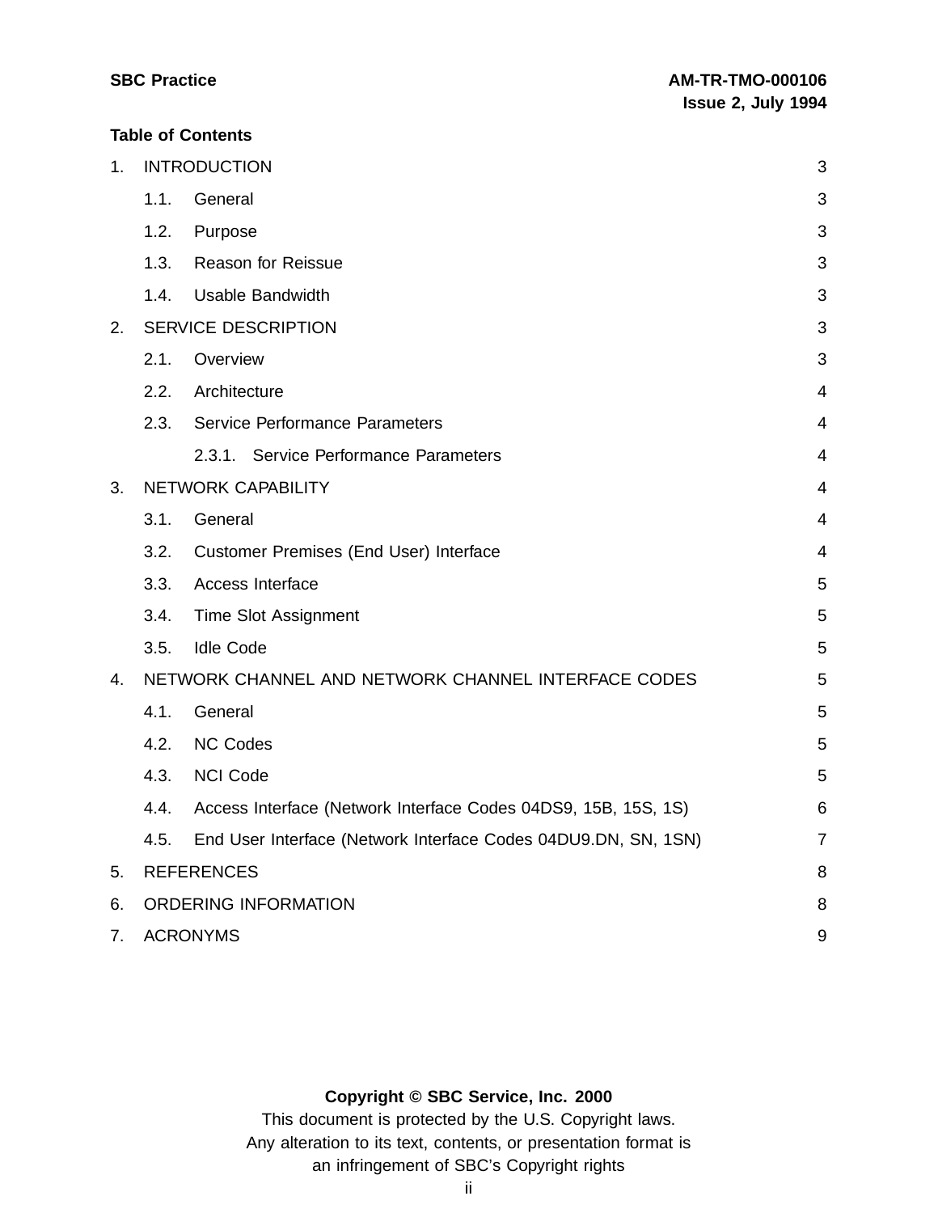**Table of Contents**

1. INTRODUCTION 3
   - 1.1. General 3
   - 1.2. Purpose 3
   - 1.3. Reason for Reissue 3
   - 1.4. Usable Bandwidth 3
2. SERVICE DESCRIPTION 3
   - 2.1. Overview 3
   - 2.2. Architecture 4
   - 2.3. Service Performance Parameters 4
     - 2.3.1. Service Performance Parameters 4
3. NETWORK CAPABILITY 4
   - 3.1. General 4
   - 3.2. Customer Premises (End User) Interface 4
   - 3.3. Access Interface 5
   - 3.4. Time Slot Assignment 5
   - 3.5. Idle Code 5
4. NETWORK CHANNEL AND NETWORK CHANNEL INTERFACE CODES 5
   - 4.1. General 5
   - 4.2. NC Codes 5
   - 4.3. NCI Code 5
   - 4.4. Access Interface (Network Interface Codes 04DS9, 15B, 15S, 1S) 6
   - 4.5. End User Interface (Network Interface Codes 04DU9.DN, SN, 1SN) 7
5. REFERENCES 8
6. ORDERING INFORMATION 8
7. ACRONYMS 9

**Copyright © SBC Service, Inc. 2000**

This document is protected by the U.S. Copyright laws.
Any alteration to its text, contents, or presentation format is an infringement of SBC's Copyright rights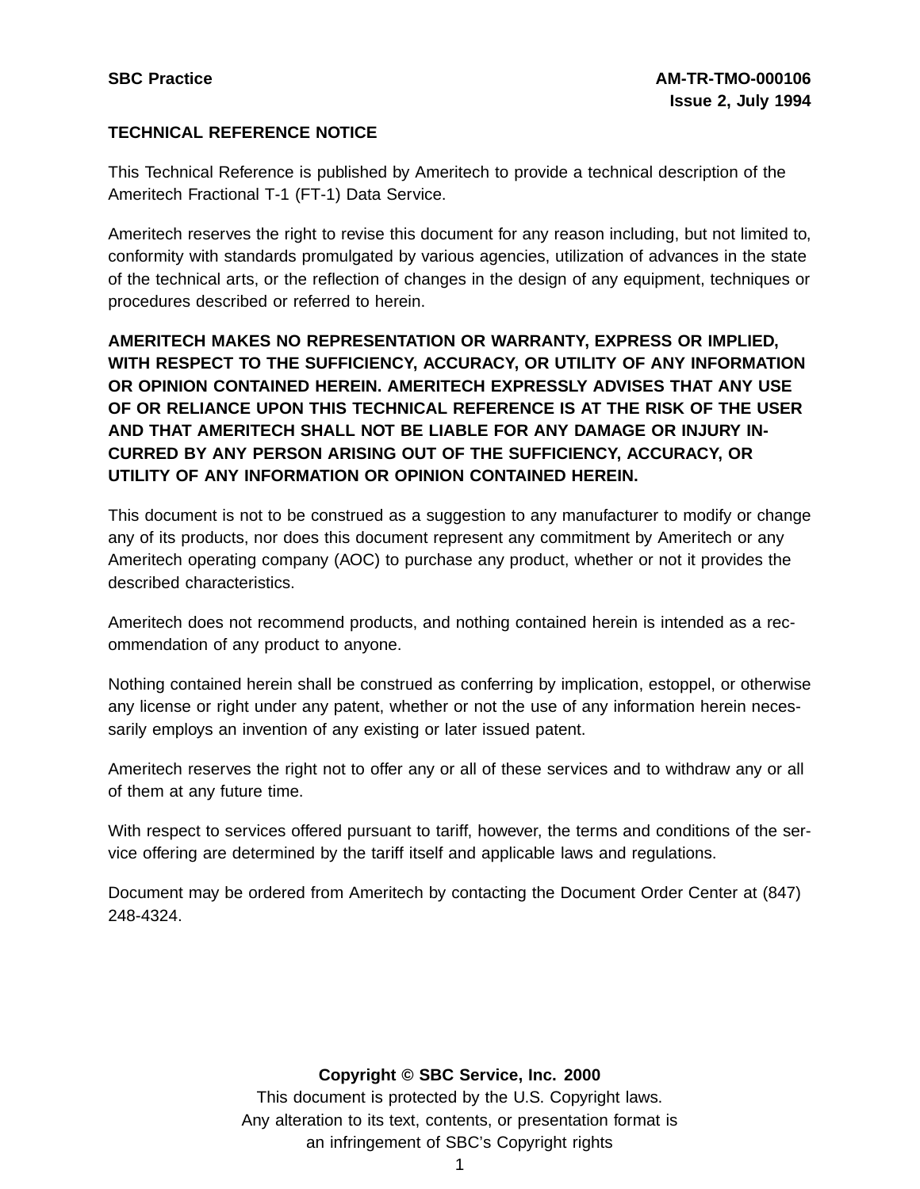**TECHNICAL REFERENCE NOTICE**

This Technical Reference is published by Ameritech to provide a technical description of the Ameritech Fractional T-1 (FT-1) Data Service.

Ameritech reserves the right to revise this document for any reason including, but not limited to, conformity with standards promulgated by various agencies, utilization of advances in the state of the technical arts, or the reflection of changes in the design of any equipment, techniques or procedures described or referred to herein.

**AMERITECH MAKES NO REPRESENTATION OR WARRANTY, EXPRESS OR IMPLIED, WITH RESPECT TO THE SUFFICIENCY, ACCURACY, OR UTILITY OF ANY INFORMATION OR OPINION CONTAINED HEREIN. AMERITECH EXPRESSLY ADVISES THAT ANY USE OF OR RELIANCE UPON THIS TECHNICAL REFERENCE IS AT THE RISK OF THE USER AND THAT AMERITECH SHALL NOT BE LIABLE FOR ANY DAMAGE OR INJURY INCURRED BY ANY PERSON ARISING OUT OF THE SUFFICIENCY, ACCURACY, OR UTILITY OF ANY INFORMATION OR OPINION CONTAINED HEREIN.**

This document is not to be construed as a suggestion to any manufacturer to modify or change any of its products, nor does this document represent any commitment by Ameritech or any Ameritech operating company (AOC) to purchase any product, whether or not it provides the described characteristics.

Ameritech does not recommend products, and nothing contained herein is intended as a recommendation of any product to anyone.

Nothing contained herein shall be construed as conferring by implication, estoppel, or otherwise any license or right under any patent, whether or not the use of any information herein necessarily employs an invention of any existing or later issued patent.

Ameritech reserves the right not to offer any or all of these services and to withdraw any or all of them at any future time.

With respect to services offered pursuant to tariff, however, the terms and conditions of the service offering are determined by the tariff itself and applicable laws and regulations.

Document may be ordered from Ameritech by contacting the Document Order Center at (847) 248-4324.

**Copyright © SBC Service, Inc. 2000**
This document is protected by the U.S. Copyright laws.
Any alteration to its text, contents, or presentation format is
an infringement of SBC's Copyright rights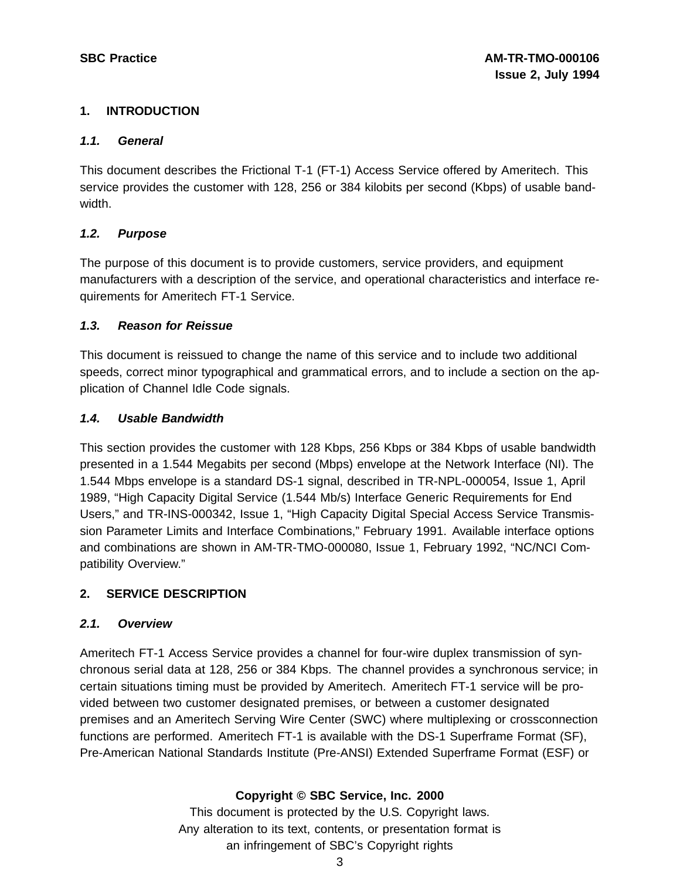# 1. INTRODUCTION

## *1.1. General*

This document describes the Frictional T-1 (FT-1) Access Service offered by Ameritech. This service provides the customer with 128, 256 or 384 kilobits per second (Kbps) of usable bandwidth.

## *1.2. Purpose*

The purpose of this document is to provide customers, service providers, and equipment manufacturers with a description of the service, and operational characteristics and interface requirements for Ameritech FT-1 Service.

## *1.3. Reason for Reissue*

This document is reissued to change the name of this service and to include two additional speeds, correct minor typographical and grammatical errors, and to include a section on the application of Channel Idle Code signals.

## *1.4. Usable Bandwidth*

This section provides the customer with 128 Kbps, 256 Kbps or 384 Kbps of usable bandwidth presented in a 1.544 Megabits per second (Mbps) envelope at the Network Interface (NI). The 1.544 Mbps envelope is a standard DS-1 signal, described in TR-NPL-000054, Issue 1, April 1989, “High Capacity Digital Service (1.544 Mb/s) Interface Generic Requirements for End Users,” and TR-INS-000342, Issue 1, “High Capacity Digital Special Access Service Transmission Parameter Limits and Interface Combinations,” February 1991. Available interface options and combinations are shown in AM-TR-TMO-000080, Issue 1, February 1992, “NC/NCI Compatibility Overview.”

# 2. SERVICE DESCRIPTION

## *2.1. Overview*

Ameritech FT-1 Access Service provides a channel for four-wire duplex transmission of synchronous serial data at 128, 256 or 384 Kbps. The channel provides a synchronous service; in certain situations timing must be provided by Ameritech. Ameritech FT-1 service will be provided between two customer designated premises, or between a customer designated premises and an Ameritech Serving Wire Center (SWC) where multiplexing or crossconnection functions are performed. Ameritech FT-1 is available with the DS-1 Superframe Format (SF), Pre-American National Standards Institute (Pre-ANSI) Extended Superframe Format (ESF) or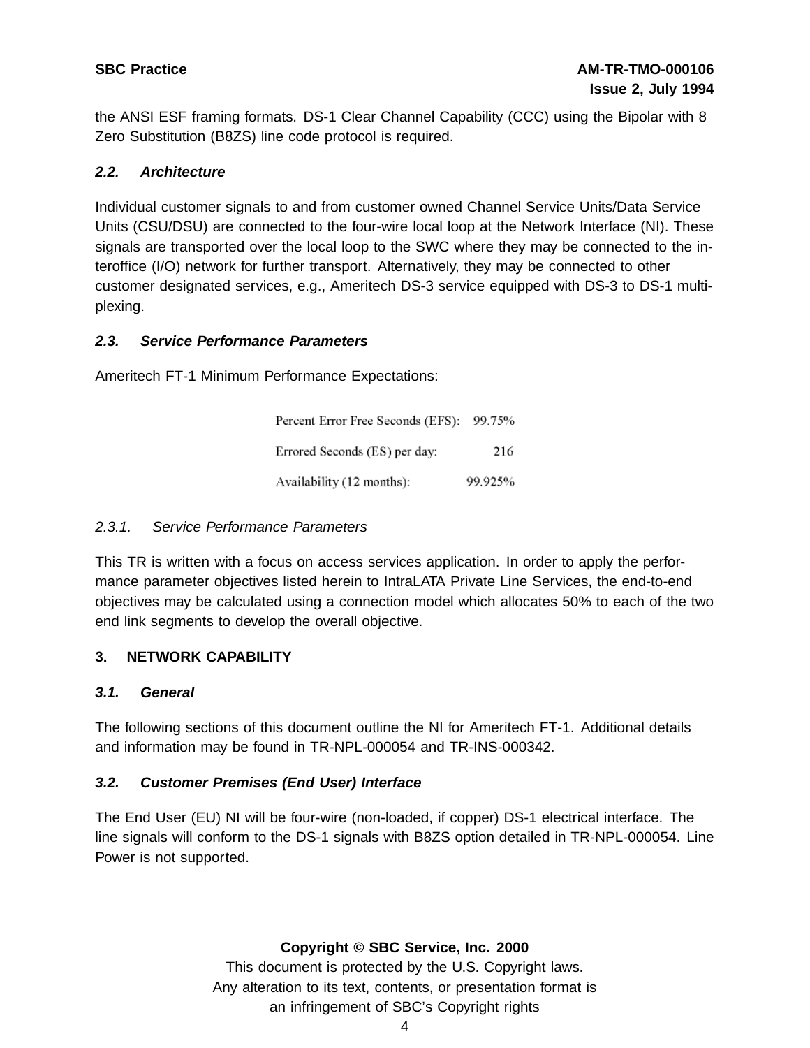the ANSI ESF framing formats. DS-1 Clear Channel Capability (CCC) using the Bipolar with 8 Zero Substitution (B8ZS) line code protocol is required.

### *2.2. Architecture*

Individual customer signals to and from customer owned Channel Service Units/Data Service Units (CSU/DSU) are connected to the four-wire local loop at the Network Interface (NI). These signals are transported over the local loop to the SWC where they may be connected to the interoffice (I/O) network for further transport. Alternatively, they may be connected to other customer designated services, e.g., Ameritech DS-3 service equipped with DS-3 to DS-1 multiplexing.

### *2.3. Service Performance Parameters*

Ameritech FT-1 Minimum Performance Expectations:

| | |
|---|---|
| Percent Error Free Seconds (EFS): | 99.75% |
| Errored Seconds (ES) per day: | 216 |
| Availability (12 months): | 99.925% |

#### 2.3.1. Service Performance Parameters

This TR is written with a focus on access services application. In order to apply the performance parameter objectives listed herein to IntraLATA Private Line Services, the end-to-end objectives may be calculated using a connection model which allocates 50% to each of the two end link segments to develop the overall objective.

## 3. NETWORK CAPABILITY

### *3.1. General*

The following sections of this document outline the NI for Ameritech FT-1. Additional details and information may be found in TR-NPL-000054 and TR-INS-000342.

### *3.2. Customer Premises (End User) Interface*

The End User (EU) NI will be four-wire (non-loaded, if copper) DS-1 electrical interface. The line signals will conform to the DS-1 signals with B8ZS option detailed in TR-NPL-000054. Line Power is not supported.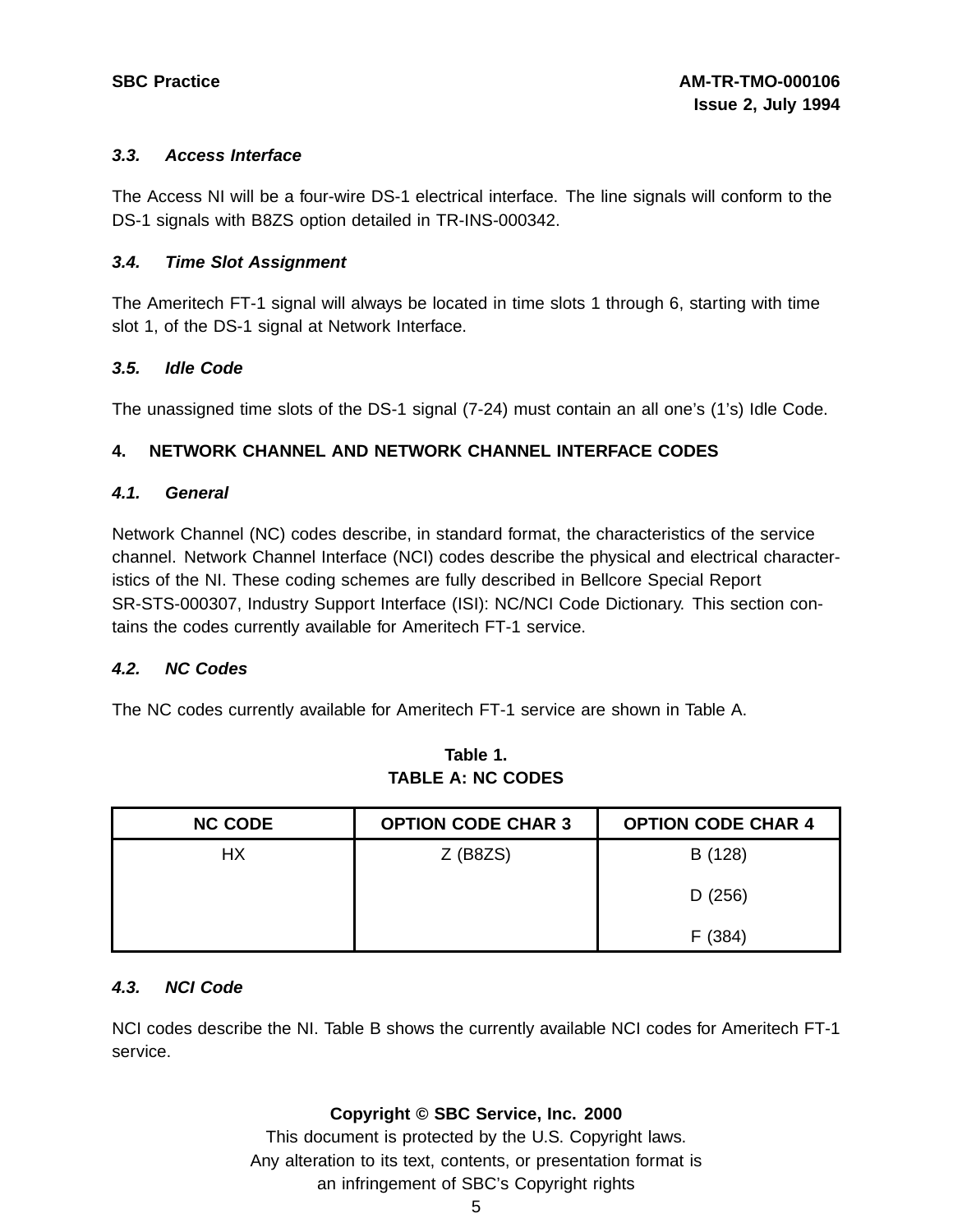### 3.3. Access Interface

The Access NI will be a four-wire DS-1 electrical interface. The line signals will conform to the DS-1 signals with B8ZS option detailed in TR-INS-000342.

### 3.4. Time Slot Assignment

The Ameritech FT-1 signal will always be located in time slots 1 through 6, starting with time slot 1, of the DS-1 signal at Network Interface.

### 3.5. Idle Code

The unassigned time slots of the DS-1 signal (7-24) must contain an all one's (1's) Idle Code.

## 4. NETWORK CHANNEL AND NETWORK CHANNEL INTERFACE CODES

### 4.1. General

Network Channel (NC) codes describe, in standard format, the characteristics of the service channel. Network Channel Interface (NCI) codes describe the physical and electrical characteristics of the NI. These coding schemes are fully described in Bellcore Special Report SR-STS-000307, Industry Support Interface (ISI): NC/NCI Code Dictionary. This section contains the codes currently available for Ameritech FT-1 service.

### 4.2. NC Codes

The NC codes currently available for Ameritech FT-1 service are shown in Table A.

**Table 1.**
**TABLE A: NC CODES**

| NC CODE | OPTION CODE CHAR 3 | OPTION CODE CHAR 4 |
|---|---|---|
| HX | Z (B8ZS) | B (128) |
| | | D (256) |
| | | F (384) |

### 4.3. NCI Code

NCI codes describe the NI. Table B shows the currently available NCI codes for Ameritech FT-1 service.

**Copyright © SBC Service, Inc. 2000**
This document is protected by the U.S. Copyright laws.
Any alteration to its text, contents, or presentation format is an infringement of SBC's Copyright rights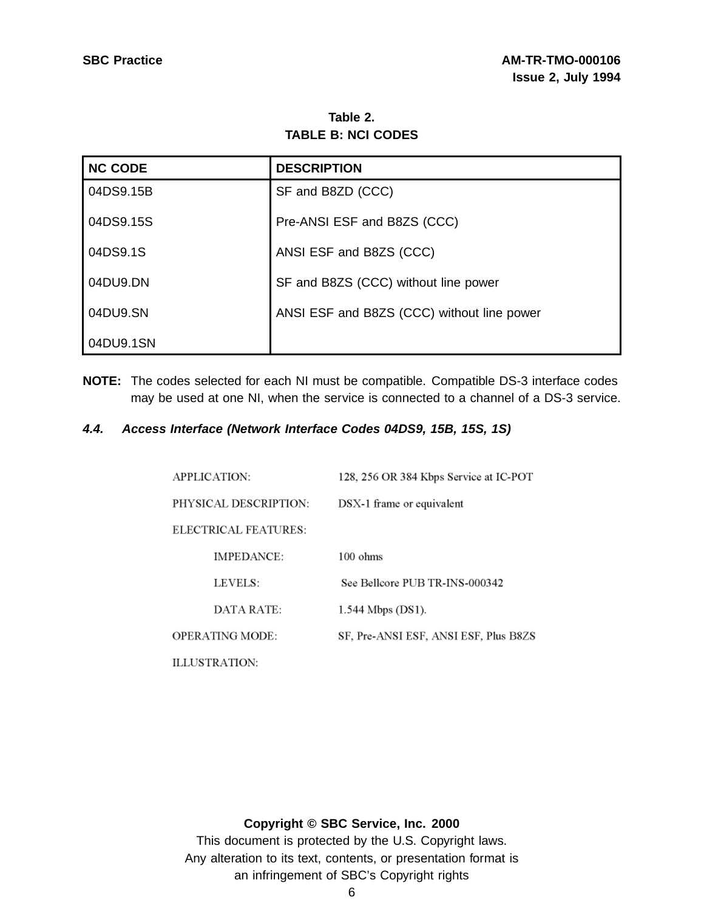Table 2.
TABLE B: NCI CODES

| NC CODE | DESCRIPTION |
|---|---|
| 04DS9.15B | SF and B8ZD (CCC) |
| 04DS9.15S | Pre-ANSI ESF and B8ZS (CCC) |
| 04DS9.1S | ANSI ESF and B8ZS (CCC) |
| 04DU9.DN | SF and B8ZS (CCC) without line power |
| 04DU9.SN | ANSI ESF and B8ZS (CCC) without line power |
| 04DU9.1SN | |

**NOTE:** The codes selected for each NI must be compatible. Compatible DS-3 interface codes may be used at one NI, when the service is connected to a channel of a DS-3 service.

### *4.4. Access Interface (Network Interface Codes 04DS9, 15B, 15S, 1S)*

APPLICATION: 128, 256 OR 384 Kbps Service at IC-POT

PHYSICAL DESCRIPTION: DSX-1 frame or equivalent

ELECTRICAL FEATURES:

- IMPEDANCE: 100 ohms
- LEVELS: See Bellcore PUB TR-INS-000342
- DATA RATE: 1.544 Mbps (DS1).

OPERATING MODE: SF, Pre-ANSI ESF, ANSI ESF, Plus B8ZS

ILLUSTRATION: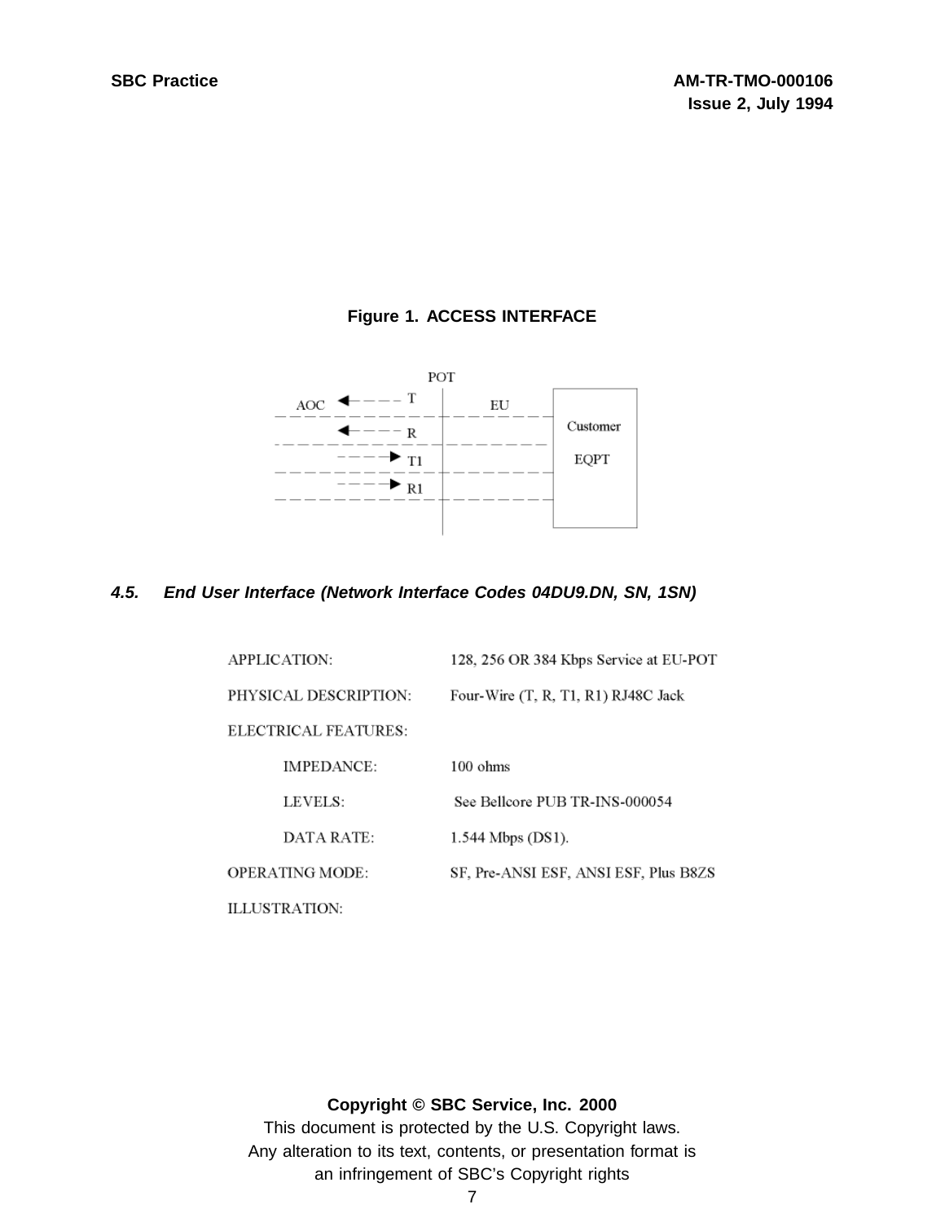Figure 1. ACCESS INTERFACE

#### 4.5. *End User Interface (Network Interface Codes 04DU9.DN, SN, 1SN)*

| | |
|---|---|
| APPLICATION: | 128, 256 OR 384 Kbps Service at EU-POT |
| PHYSICAL DESCRIPTION: | Four-Wire (T, R, T1, R1) RJ48C Jack |
| ELECTRICAL FEATURES: | |
| IMPEDANCE: | 100 ohms |
| LEVELS: | See Bellcore PUB TR-INS-000054 |
| DATA RATE: | 1.544 Mbps (DS1). |
| OPERATING MODE: | SF, Pre-ANSI ESF, ANSI ESF, Plus B8ZS |
| ILLUSTRATION: | |

Copyright © SBC Service, Inc. 2000
This document is protected by the U.S. Copyright laws.
Any alteration to its text, contents, or presentation format is an infringement of SBC's Copyright rights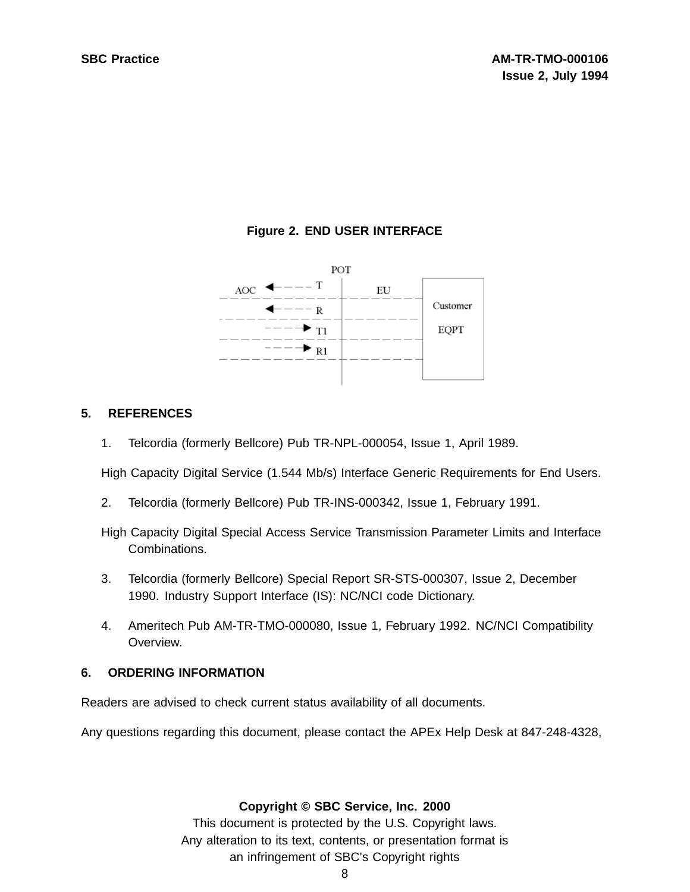**Figure 2. END USER INTERFACE**

## 5. REFERENCES

1. Telcordia (formerly Bellcore) Pub TR-NPL-000054, Issue 1, April 1989.

   High Capacity Digital Service (1.544 Mb/s) Interface Generic Requirements for End Users.

2. Telcordia (formerly Bellcore) Pub TR-INS-000342, Issue 1, February 1991.

   High Capacity Digital Special Access Service Transmission Parameter Limits and Interface Combinations.

3. Telcordia (formerly Bellcore) Special Report SR-STS-000307, Issue 2, December 1990. Industry Support Interface (IS): NC/NCI code Dictionary.

4. Ameritech Pub AM-TR-TMO-000080, Issue 1, February 1992. NC/NCI Compatibility Overview.

## 6. ORDERING INFORMATION

Readers are advised to check current status availability of all documents.

Any questions regarding this document, please contact the APEx Help Desk at 847-248-4328,

**Copyright © SBC Service, Inc. 2000**

This document is protected by the U.S. Copyright laws.
Any alteration to its text, contents, or presentation format is an infringement of SBC's Copyright rights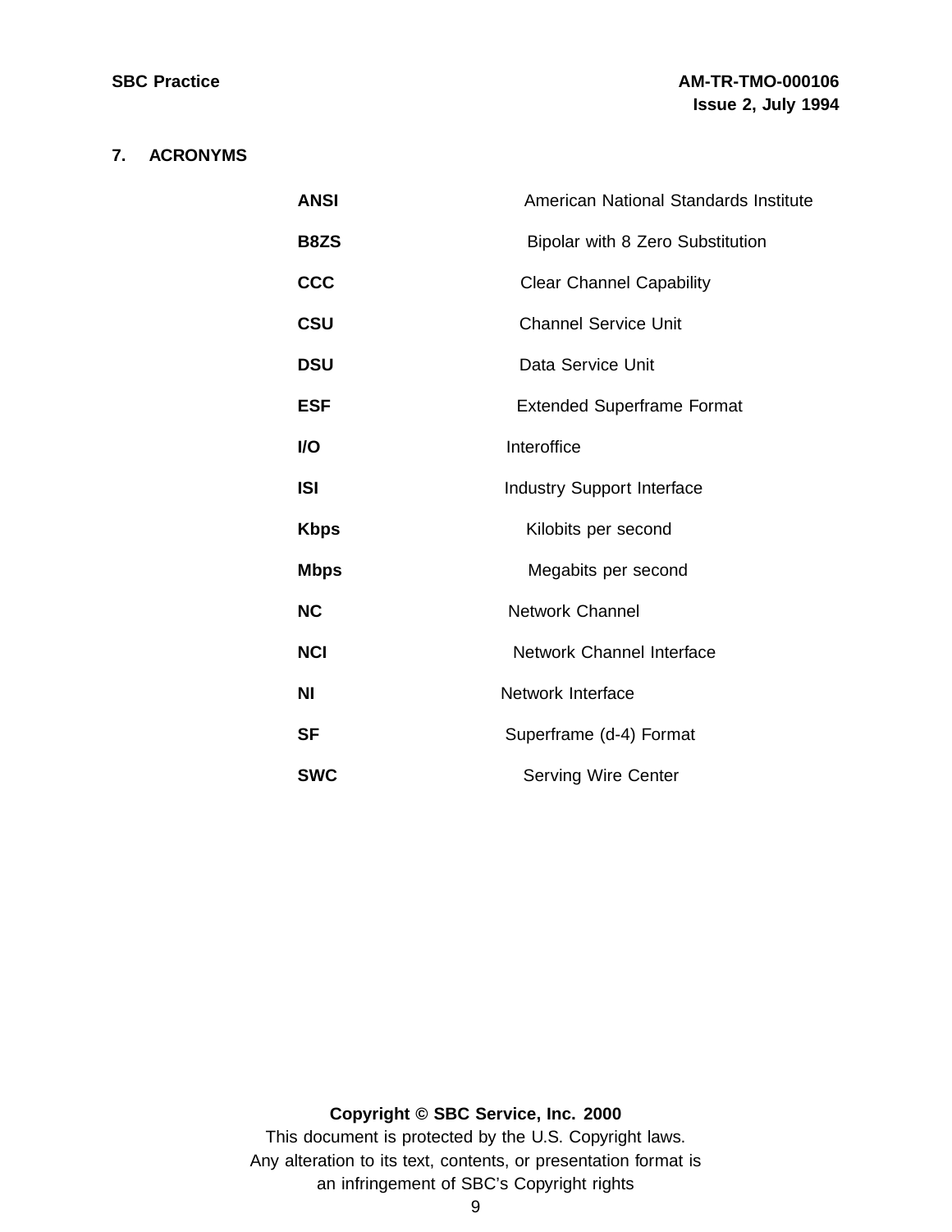## 7. ACRONYMS

| | |
|---|---|
| **ANSI** | American National Standards Institute |
| **B8ZS** | Bipolar with 8 Zero Substitution |
| **CCC** | Clear Channel Capability |
| **CSU** | Channel Service Unit |
| **DSU** | Data Service Unit |
| **ESF** | Extended Superframe Format |
| **I/O** | Interoffice |
| **ISI** | Industry Support Interface |
| **Kbps** | Kilobits per second |
| **Mbps** | Megabits per second |
| **NC** | Network Channel |
| **NCI** | Network Channel Interface |
| **NI** | Network Interface |
| **SF** | Superframe (d-4) Format |
| **SWC** | Serving Wire Center |

**Copyright © SBC Service, Inc. 2000**
This document is protected by the U.S. Copyright laws.
Any alteration to its text, contents, or presentation format is an infringement of SBC's Copyright rights